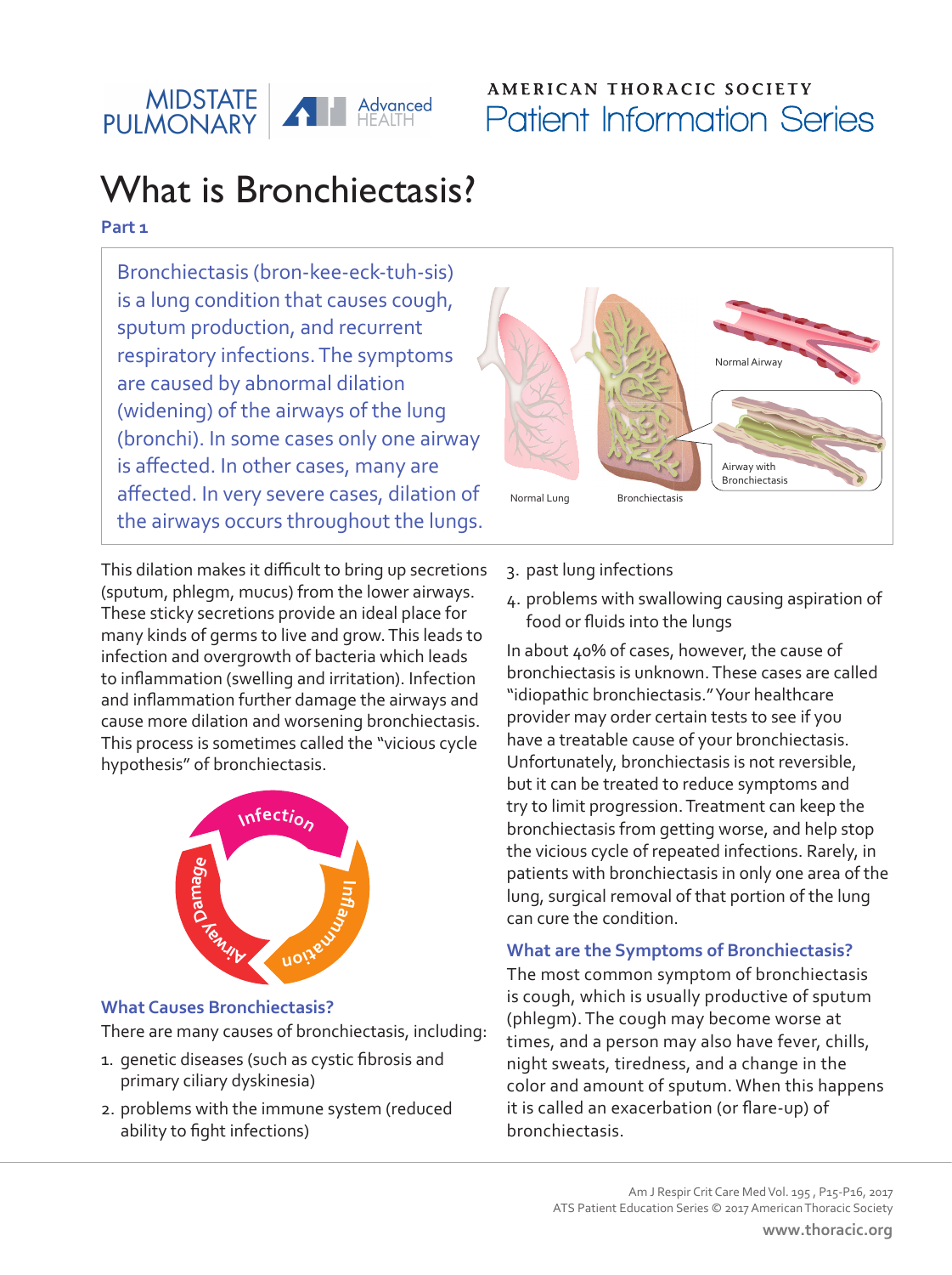AMERICAN THORACIC SOCIETY
Patient Information Series

# What is Bronchiectasis?

**Part 1**

Bronchiectasis (bron-kee-eck-tuh-sis) is a lung condition that causes cough, sputum production, and recurrent respiratory infections. The symptoms are caused by abnormal dilation (widening) of the airways of the lung (bronchi). In some cases only one airway is affected. In other cases, many are affected. In very severe cases, dilation of the airways occurs throughout the lungs.

This dilation makes it difficult to bring up secretions (sputum, phlegm, mucus) from the lower airways. These sticky secretions provide an ideal place for many kinds of germs to live and grow. This leads to infection and overgrowth of bacteria which leads to inflammation (swelling and irritation). Infection and inflammation further damage the airways and cause more dilation and worsening bronchiectasis. This process is sometimes called the "vicious cycle hypothesis" of bronchiectasis.

## What Causes Bronchiectasis?

There are many causes of bronchiectasis, including:

1. genetic diseases (such as cystic fibrosis and primary ciliary dyskinesia)
2. problems with the immune system (reduced ability to fight infections)
3. past lung infections
4. problems with swallowing causing aspiration of food or fluids into the lungs

In about 40% of cases, however, the cause of bronchiectasis is unknown. These cases are called "idiopathic bronchiectasis." Your healthcare provider may order certain tests to see if you have a treatable cause of your bronchiectasis. Unfortunately, bronchiectasis is not reversible, but it can be treated to reduce symptoms and try to limit progression. Treatment can keep the bronchiectasis from getting worse, and help stop the vicious cycle of repeated infections. Rarely, in patients with bronchiectasis in only one area of the lung, surgical removal of that portion of the lung can cure the condition.

## What are the Symptoms of Bronchiectasis?

The most common symptom of bronchiectasis is cough, which is usually productive of sputum (phlegm). The cough may become worse at times, and a person may also have fever, chills, night sweats, tiredness, and a change in the color and amount of sputum. When this happens it is called an exacerbation (or flare-up) of bronchiectasis.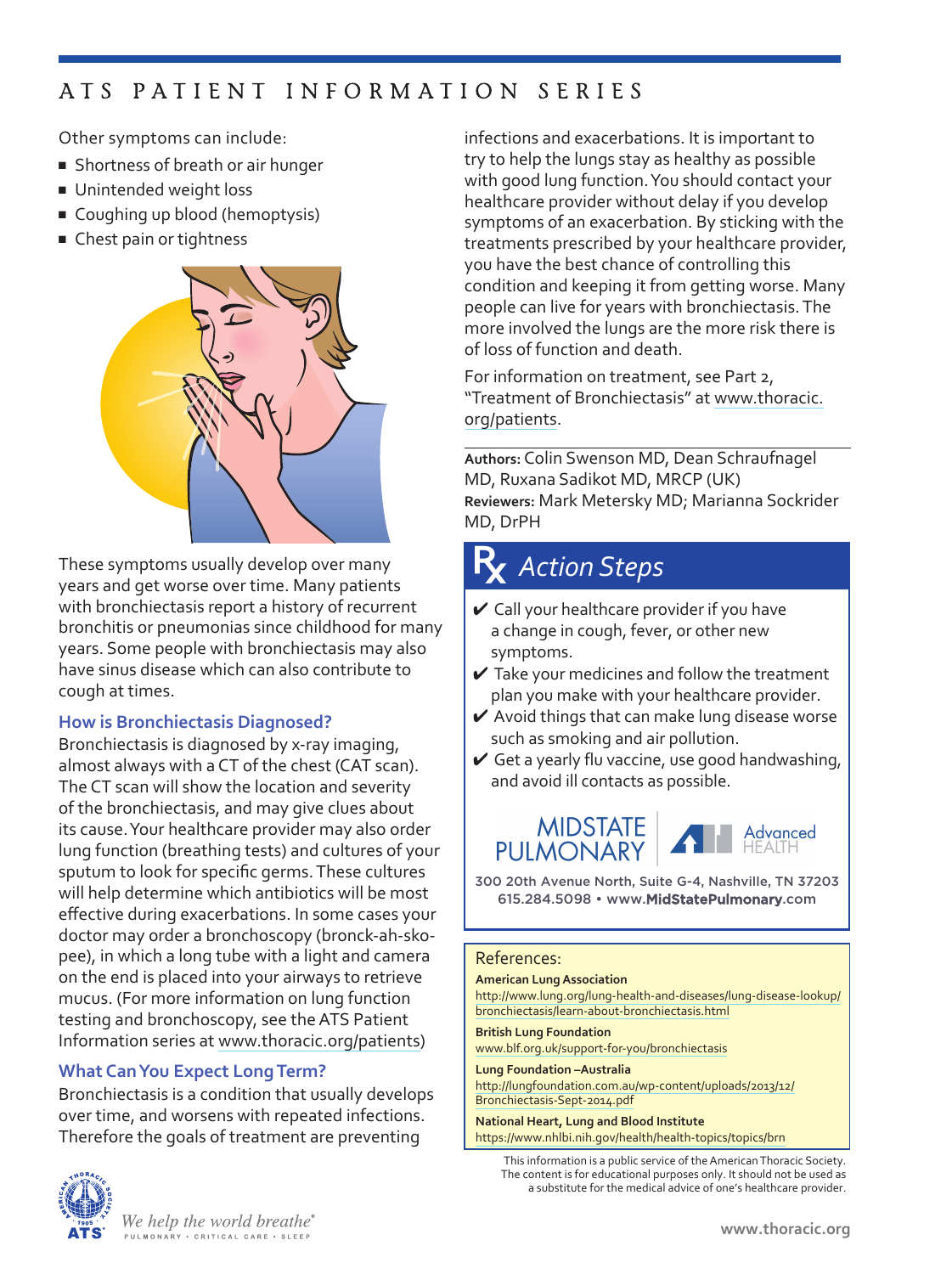Other symptoms can include:

- Shortness of breath or air hunger
- Unintended weight loss
- Coughing up blood (hemoptysis)
- Chest pain or tightness

These symptoms usually develop over many years and get worse over time. Many patients with bronchiectasis report a history of recurrent bronchitis or pneumonias since childhood for many years. Some people with bronchiectasis may also have sinus disease which can also contribute to cough at times.

### How is Bronchiectasis Diagnosed?

Bronchiectasis is diagnosed by x-ray imaging, almost always with a CT of the chest (CAT scan). The CT scan will show the location and severity of the bronchiectasis, and may give clues about its cause. Your healthcare provider may also order lung function (breathing tests) and cultures of your sputum to look for specific germs. These cultures will help determine which antibiotics will be most effective during exacerbations. In some cases your doctor may order a bronchoscopy (bronck-ah-sko-pee), in which a long tube with a light and camera on the end is placed into your airways to retrieve mucus. (For more information on lung function testing and bronchoscopy, see the ATS Patient Information series at www.thoracic.org/patients)

### What Can You Expect Long Term?

Bronchiectasis is a condition that usually develops over time, and worsens with repeated infections. Therefore the goals of treatment are preventing infections and exacerbations. It is important to try to help the lungs stay as healthy as possible with good lung function. You should contact your healthcare provider without delay if you develop symptoms of an exacerbation. By sticking with the treatments prescribed by your healthcare provider, you have the best chance of controlling this condition and keeping it from getting worse. Many people can live for years with bronchiectasis. The more involved the lungs are the more risk there is of loss of function and death.

For information on treatment, see Part 2, "Treatment of Bronchiectasis" at www.thoracic.org/patients.

**Authors:** Colin Swenson MD, Dean Schraufnagel MD, Ruxana Sadikot MD, MRCP (UK)
**Reviewers:** Mark Metersky MD; Marianna Sockrider MD, DrPH

## R*x* *Action Steps*

- ✔ Call your healthcare provider if you have a change in cough, fever, or other new symptoms.
- ✔ Take your medicines and follow the treatment plan you make with your healthcare provider.
- ✔ Avoid things that can make lung disease worse such as smoking and air pollution.
- ✔ Get a yearly flu vaccine, use good handwashing, and avoid ill contacts as possible.

MIDSTATE PULMONARY | Advanced HEALTH

300 20th Avenue North, Suite G-4, Nashville, TN 37203
615.284.5098 • www.**MidStatePulmonary**.com

### References:

**American Lung Association**
http://www.lung.org/lung-health-and-diseases/lung-disease-lookup/bronchiectasis/learn-about-bronchiectasis.html

**British Lung Foundation**
www.blf.org.uk/support-for-you/bronchiectasis

**Lung Foundation –Australia**
http://lungfoundation.com.au/wp-content/uploads/2013/12/Bronchiectasis-Sept-2014.pdf

**National Heart, Lung and Blood Institute**
https://www.nhlbi.nih.gov/health/health-topics/topics/brn

This information is a public service of the American Thoracic Society. The content is for educational purposes only. It should not be used as a substitute for the medical advice of one's healthcare provider.